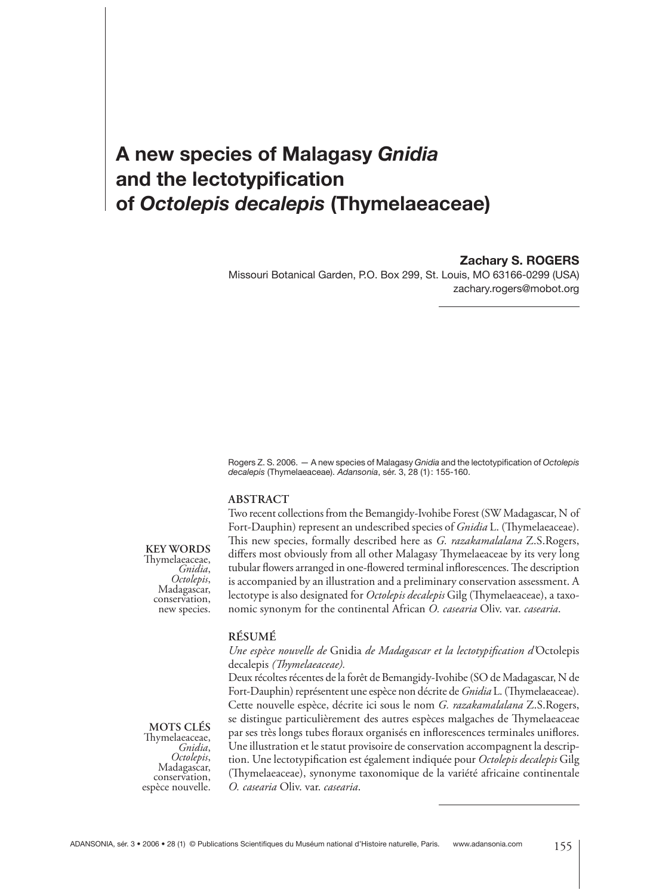# A new species of Malagasy *Gnidia* and the lectotypification of *Octolepis decalepis* (Thymelaeaceae)

**Zachary S. ROGERS**

Missouri Botanical Garden, P.O. Box 299, St. Louis, MO 63166-0299 (USA)
zachary.rogers@mobot.org

Rogers Z. S. 2006. — A new species of Malagasy *Gnidia* and the lectotypification of *Octolepis decalepis* (Thymelaeaceae). *Adansonia*, sér. 3, 28 (1): 155-160.

## ABSTRACT

Two recent collections from the Bemangidy-Ivohibe Forest (SW Madagascar, N of Fort-Dauphin) represent an undescribed species of *Gnidia* L. (Thymelaeaceae). This new species, formally described here as *G. razakamalalana* Z.S.Rogers, differs most obviously from all other Malagasy Thymelaeaceae by its very long tubular flowers arranged in one-flowered terminal inflorescences. The description is accompanied by an illustration and a preliminary conservation assessment. A lectotype is also designated for *Octolepis decalepis* Gilg (Thymelaeaceae), a taxonomic synonym for the continental African *O. casearia* Oliv. var. *casearia*.

**KEY WORDS**
Thymelaeaceae, *Gnidia*, *Octolepis*, Madagascar, conservation, new species.

## RÉSUMÉ

*Une espèce nouvelle de* Gnidia *de Madagascar et la lectotypification d'*Octolepis decalepis *(Thymelaeaceae).*

Deux récoltes récentes de la forêt de Bemangidy-Ivohibe (SO de Madagascar, N de Fort-Dauphin) représentent une espèce non décrite de *Gnidia* L. (Thymelaeaceae). Cette nouvelle espèce, décrite ici sous le nom *G. razakamalalana* Z.S.Rogers, se distingue particulièrement des autres espèces malgaches de Thymelaeaceae par ses très longs tubes floraux organisés en inflorescences terminales uniflores. Une illustration et le statut provisoire de conservation accompagnent la description. Une lectotypification est également indiquée pour *Octolepis decalepis* Gilg (Thymelaeaceae), synonyme taxonomique de la variété africaine continentale *O. casearia* Oliv. var. *casearia*.

**MOTS CLÉS**
Thymelaeaceae, *Gnidia*, *Octolepis*, Madagascar, conservation, espèce nouvelle.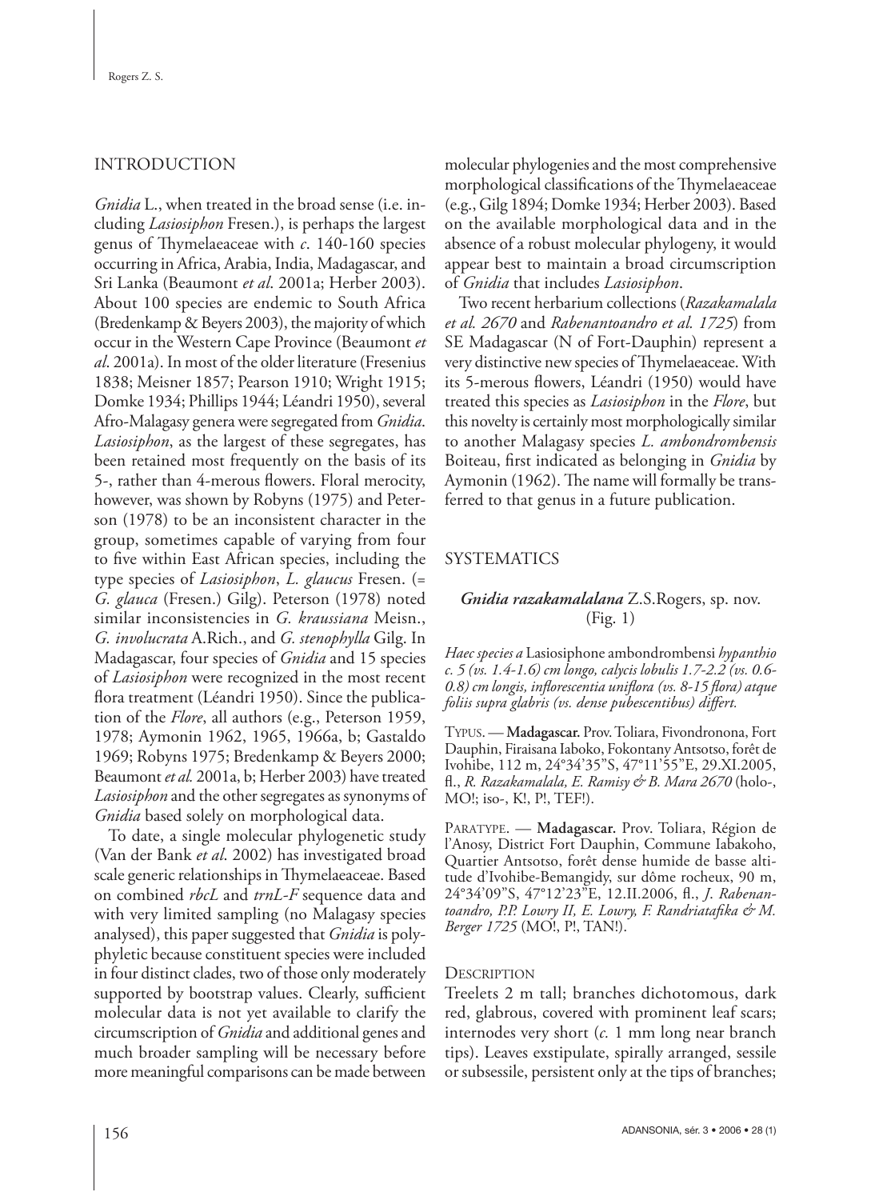## INTRODUCTION

*Gnidia* L., when treated in the broad sense (i.e. including *Lasiosiphon* Fresen.), is perhaps the largest genus of Thymelaeaceae with *c*. 140-160 species occurring in Africa, Arabia, India, Madagascar, and Sri Lanka (Beaumont *et al*. 2001a; Herber 2003). About 100 species are endemic to South Africa (Bredenkamp & Beyers 2003), the majority of which occur in the Western Cape Province (Beaumont *et al*. 2001a). In most of the older literature (Fresenius 1838; Meisner 1857; Pearson 1910; Wright 1915; Domke 1934; Phillips 1944; Léandri 1950), several Afro-Malagasy genera were segregated from *Gnidia*. *Lasiosiphon*, as the largest of these segregates, has been retained most frequently on the basis of its 5-, rather than 4-merous flowers. Floral merocity, however, was shown by Robyns (1975) and Peterson (1978) to be an inconsistent character in the group, sometimes capable of varying from four to five within East African species, including the type species of *Lasiosiphon*, *L. glaucus* Fresen. (= *G. glauca* (Fresen.) Gilg). Peterson (1978) noted similar inconsistencies in *G. kraussiana* Meisn., *G. involucrata* A.Rich., and *G. stenophylla* Gilg. In Madagascar, four species of *Gnidia* and 15 species of *Lasiosiphon* were recognized in the most recent flora treatment (Léandri 1950). Since the publication of the *Flore*, all authors (e.g., Peterson 1959, 1978; Aymonin 1962, 1965, 1966a, b; Gastaldo 1969; Robyns 1975; Bredenkamp & Beyers 2000; Beaumont *et al.* 2001a, b; Herber 2003) have treated *Lasiosiphon* and the other segregates as synonyms of *Gnidia* based solely on morphological data.

To date, a single molecular phylogenetic study (Van der Bank *et al*. 2002) has investigated broad scale generic relationships in Thymelaeaceae. Based on combined *rbcL* and *trnL-F* sequence data and with very limited sampling (no Malagasy species analysed), this paper suggested that *Gnidia* is polyphyletic because constituent species were included in four distinct clades, two of those only moderately supported by bootstrap values. Clearly, sufficient molecular data is not yet available to clarify the circumscription of *Gnidia* and additional genes and much broader sampling will be necessary before more meaningful comparisons can be made between molecular phylogenies and the most comprehensive morphological classifications of the Thymelaeaceae (e.g., Gilg 1894; Domke 1934; Herber 2003). Based on the available morphological data and in the absence of a robust molecular phylogeny, it would appear best to maintain a broad circumscription of *Gnidia* that includes *Lasiosiphon*.

Two recent herbarium collections (*Razakamalala et al. 2670* and *Rabenantoandro et al. 1725*) from SE Madagascar (N of Fort-Dauphin) represent a very distinctive new species of Thymelaeaceae. With its 5-merous flowers, Léandri (1950) would have treated this species as *Lasiosiphon* in the *Flore*, but this novelty is certainly most morphologically similar to another Malagasy species *L. ambondrombensis* Boiteau, first indicated as belonging in *Gnidia* by Aymonin (1962). The name will formally be transferred to that genus in a future publication.

## SYSTEMATICS

### *Gnidia razakamalalana* Z.S.Rogers, sp. nov. (Fig. 1)

*Haec species a* Lasiosiphone ambondrombensi *hypanthio c. 5 (vs. 1.4-1.6) cm longo, calycis lobulis 1.7-2.2 (vs. 0.6-0.8) cm longis, inflorescentia uniflora (vs. 8-15 flora) atque foliis supra glabris (vs. dense pubescentibus) differt.*

TYPUS. — **Madagascar.** Prov. Toliara, Fivondronona, Fort Dauphin, Firaisana Iaboko, Fokontany Antsotso, forêt de Ivohibe, 112 m, 24°34'35"S, 47°11'55"E, 29.XI.2005, fl., *R. Razakamalala, E. Ramisy & B. Mara 2670* (holo-, MO!; iso-, K!, P!, TEF!).

PARATYPE. — **Madagascar.** Prov. Toliara, Région de l'Anosy, District Fort Dauphin, Commune Iabakoho, Quartier Antsotso, forêt dense humide de basse altitude d'Ivohibe-Bemangidy, sur dôme rocheux, 90 m, 24°34'09"S, 47°12'23"E, 12.II.2006, fl., *J. Rabenantoandro, P.P. Lowry II, E. Lowry, F. Randriatafika & M. Berger 1725* (MO!, P!, TAN!).

#### DESCRIPTION

Treelets 2 m tall; branches dichotomous, dark red, glabrous, covered with prominent leaf scars; internodes very short (*c.* 1 mm long near branch tips). Leaves exstipulate, spirally arranged, sessile or subsessile, persistent only at the tips of branches;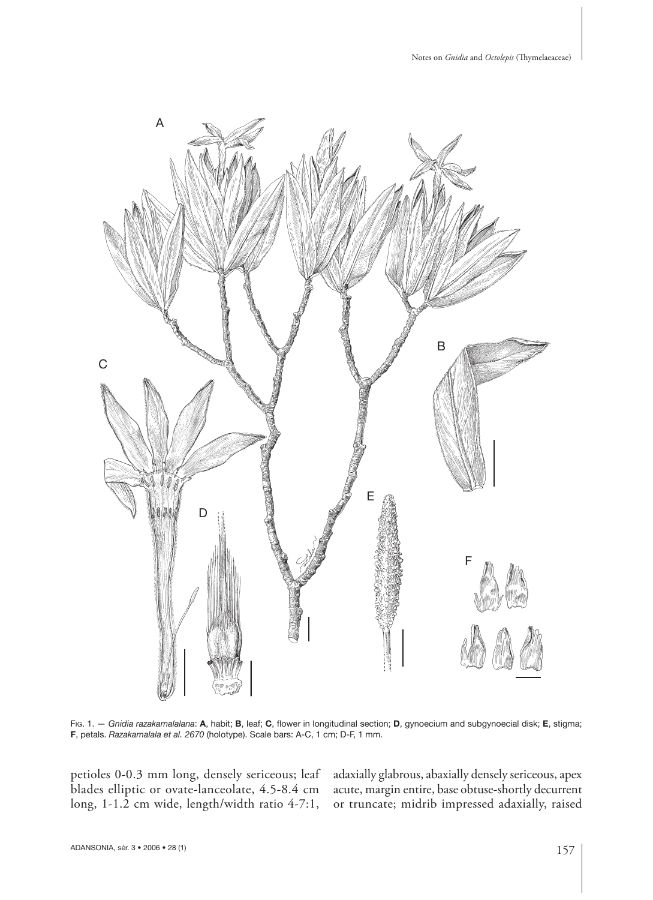FIG. 1. — *Gnidia razakamalalana*: **A**, habit; **B**, leaf; **C**, flower in longitudinal section; **D**, gynoecium and subgynoecial disk; **E**, stigma; **F**, petals. *Razakamalala et al. 2670* (holotype). Scale bars: A-C, 1 cm; D-F, 1 mm.

petioles 0-0.3 mm long, densely sericeous; leaf blades elliptic or ovate-lanceolate, 4.5-8.4 cm long, 1-1.2 cm wide, length/width ratio 4-7:1, adaxially glabrous, abaxially densely sericeous, apex acute, margin entire, base obtuse-shortly decurrent or truncate; midrib impressed adaxially, raised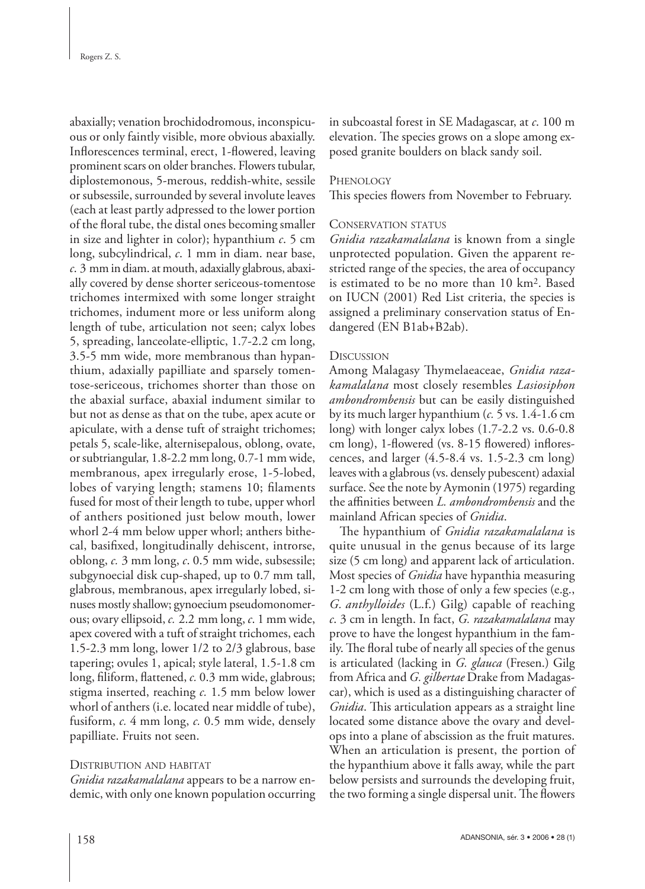abaxially; venation brochidodromous, inconspicuous or only faintly visible, more obvious abaxially. Inflorescences terminal, erect, 1-flowered, leaving prominent scars on older branches. Flowers tubular, diplostemonous, 5-merous, reddish-white, sessile or subsessile, surrounded by several involute leaves (each at least partly adpressed to the lower portion of the floral tube, the distal ones becoming smaller in size and lighter in color); hypanthium *c*. 5 cm long, subcylindrical, *c*. 1 mm in diam. near base, *c*. 3 mm in diam. at mouth, adaxially glabrous, abaxially covered by dense shorter sericeous-tomentose trichomes intermixed with some longer straight trichomes, indument more or less uniform along length of tube, articulation not seen; calyx lobes 5, spreading, lanceolate-elliptic, 1.7-2.2 cm long, 3.5-5 mm wide, more membranous than hypanthium, adaxially papilliate and sparsely tomentose-sericeous, trichomes shorter than those on the abaxial surface, abaxial indument similar to but not as dense as that on the tube, apex acute or apiculate, with a dense tuft of straight trichomes; petals 5, scale-like, alternisepalous, oblong, ovate, or subtriangular, 1.8-2.2 mm long, 0.7-1 mm wide, membranous, apex irregularly erose, 1-5-lobed, lobes of varying length; stamens 10; filaments fused for most of their length to tube, upper whorl of anthers positioned just below mouth, lower whorl 2-4 mm below upper whorl; anthers bithecal, basifixed, longitudinally dehiscent, introrse, oblong, *c.* 3 mm long, *c*. 0.5 mm wide, subsessile; subgynoecial disk cup-shaped, up to 0.7 mm tall, glabrous, membranous, apex irregularly lobed, sinuses mostly shallow; gynoecium pseudomonomerous; ovary ellipsoid, *c.* 2.2 mm long, *c*. 1 mm wide, apex covered with a tuft of straight trichomes, each 1.5-2.3 mm long, lower 1/2 to 2/3 glabrous, base tapering; ovules 1, apical; style lateral, 1.5-1.8 cm long, filiform, flattened, *c.* 0.3 mm wide, glabrous; stigma inserted, reaching *c.* 1.5 mm below lower whorl of anthers (i.e. located near middle of tube), fusiform, *c.* 4 mm long, *c.* 0.5 mm wide, densely papilliate. Fruits not seen.

### Distribution and habitat

*Gnidia razakamalalana* appears to be a narrow endemic, with only one known population occurring in subcoastal forest in SE Madagascar, at *c*. 100 m elevation. The species grows on a slope among exposed granite boulders on black sandy soil.

### Phenology

This species flowers from November to February.

### Conservation status

*Gnidia razakamalalana* is known from a single unprotected population. Given the apparent restricted range of the species, the area of occupancy is estimated to be no more than 10 km$^2$. Based on IUCN (2001) Red List criteria, the species is assigned a preliminary conservation status of Endangered (EN B1ab+B2ab).

### Discussion

Among Malagasy Thymelaeaceae, *Gnidia razakamalalana* most closely resembles *Lasiosiphon ambondrombensis* but can be easily distinguished by its much larger hypanthium (*c.* 5 vs. 1.4-1.6 cm long) with longer calyx lobes (1.7-2.2 vs. 0.6-0.8 cm long), 1-flowered (vs. 8-15 flowered) inflorescences, and larger (4.5-8.4 vs. 1.5-2.3 cm long) leaves with a glabrous (vs. densely pubescent) adaxial surface. See the note by Aymonin (1975) regarding the affinities between *L. ambondrombensis* and the mainland African species of *Gnidia*.

The hypanthium of *Gnidia razakamalalana* is quite unusual in the genus because of its large size (5 cm long) and apparent lack of articulation. Most species of *Gnidia* have hypanthia measuring 1-2 cm long with those of only a few species (e.g., *G. anthylloides* (L.f.) Gilg) capable of reaching *c*. 3 cm in length. In fact, *G. razakamalalana* may prove to have the longest hypanthium in the family. The floral tube of nearly all species of the genus is articulated (lacking in *G. glauca* (Fresen.) Gilg from Africa and *G. gilbertae* Drake from Madagascar), which is used as a distinguishing character of *Gnidia*. This articulation appears as a straight line located some distance above the ovary and develops into a plane of abscission as the fruit matures. When an articulation is present, the portion of the hypanthium above it falls away, while the part below persists and surrounds the developing fruit, the two forming a single dispersal unit. The flowers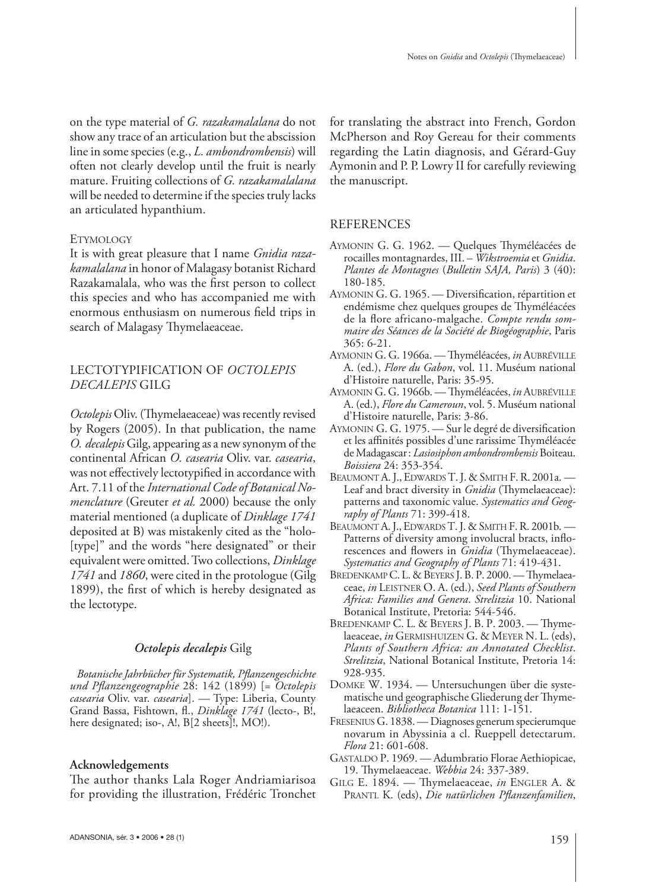on the type material of *G. razakamalalana* do not show any trace of an articulation but the abscission line in some species (e.g., *L. ambondrombensis*) will often not clearly develop until the fruit is nearly mature. Fruiting collections of *G. razakamalalana* will be needed to determine if the species truly lacks an articulated hypanthium.

#### Etymology

It is with great pleasure that I name *Gnidia razakamalalana* in honor of Malagasy botanist Richard Razakamalala, who was the first person to collect this species and who has accompanied me with enormous enthusiasm on numerous field trips in search of Malagasy Thymelaeaceae.

## LECTOTYPIFICATION OF *OCTOLEPIS DECALEPIS* GILG

*Octolepis* Oliv. (Thymelaeaceae) was recently revised by Rogers (2005). In that publication, the name *O. decalepis* Gilg, appearing as a new synonym of the continental African *O. casearia* Oliv. var. *casearia*, was not effectively lectotypified in accordance with Art. 7.11 of the *International Code of Botanical Nomenclature* (Greuter *et al.* 2000) because the only material mentioned (a duplicate of *Dinklage 1741* deposited at B) was mistakenly cited as the "holo-[type]" and the words "here designated" or their equivalent were omitted. Two collections, *Dinklage 1741* and *1860*, were cited in the protologue (Gilg 1899), the first of which is hereby designated as the lectotype.

### *Octolepis decalepis* Gilg

*Botanische Jahrbücher für Systematik, Pflanzengeschichte und Pflanzengeographie* 28: 142 (1899) [= *Octolepis casearia* Oliv. var. *casearia*]. — Type: Liberia, County Grand Bassa, Fishtown, fl., *Dinklage 1741* (lecto-, B!, here designated; iso-, A!, B[2 sheets]!, MO!).

#### Acknowledgements

The author thanks Lala Roger Andriamiarisoa for providing the illustration, Frédéric Tronchet for translating the abstract into French, Gordon McPherson and Roy Gereau for their comments regarding the Latin diagnosis, and Gérard-Guy Aymonin and P. P. Lowry II for carefully reviewing the manuscript.

## REFERENCES

Aymonin G. G. 1962. — Quelques Thyméléacées de rocailles montagnardes, III. – *Wikstroemia* et *Gnidia*. *Plantes de Montagnes* (*Bulletin SAJA, Paris*) 3 (40): 180-185.

Aymonin G. G. 1965. — Diversification, répartition et endémisme chez quelques groupes de Thyméléacées de la flore africano-malgache. *Compte rendu sommaire des Séances de la Société de Biogéographie*, Paris 365: 6-21.

Aymonin G. G. 1966a. — Thyméléacées, *in* Aubréville A. (ed.), *Flore du Gabon*, vol. 11. Muséum national d'Histoire naturelle, Paris: 35-95.

Aymonin G. G. 1966b. — Thyméléacées, *in* Aubréville A. (ed.), *Flore du Cameroun*, vol. 5. Muséum national d'Histoire naturelle, Paris: 3-86.

Aymonin G. G. 1975. — Sur le degré de diversification et les affinités possibles d'une rarissime Thyméléacée de Madagascar : *Lasiosiphon ambondrombensis* Boiteau. *Boissiera* 24: 353-354.

Beaumont A. J., Edwards T. J. & Smith F. R. 2001a. — Leaf and bract diversity in *Gnidia* (Thymelaeaceae): patterns and taxonomic value. *Systematics and Geography of Plants* 71: 399-418.

Beaumont A. J., Edwards T. J. & Smith F. R. 2001b. — Patterns of diversity among involucral bracts, inflorescences and flowers in *Gnidia* (Thymelaeaceae). *Systematics and Geography of Plants* 71: 419-431.

Bredenkamp C. L. & Beyers J. B. P. 2000. — Thymelaeaceae, *in* Leistner O. A. (ed.), *Seed Plants of Southern Africa: Families and Genera*. *Strelitzia* 10. National Botanical Institute, Pretoria: 544-546.

Bredenkamp C. L. & Beyers J. B. P. 2003. — Thymelaeaceae, *in* Germishuizen G. & Meyer N. L. (eds), *Plants of Southern Africa: an Annotated Checklist*. *Strelitzia*, National Botanical Institute, Pretoria 14: 928-935.

Domke W. 1934. — Untersuchungen über die systematische und geographische Gliederung der Thymelaeaceen. *Bibliotheca Botanica* 111: 1-151.

Fresenius G. 1838. — Diagnoses generum specierumque novarum in Abyssinia a cl. Rueppell detectarum. *Flora* 21: 601-608.

Gastaldo P. 1969. — Adumbratio Florae Aethiopicae, 19. Thymelaeaceae. *Webbia* 24: 337-389.

Gilg E. 1894. — Thymelaeaceae, *in* Engler A. & Prantl K. (eds), *Die natürlichen Pflanzenfamilien*,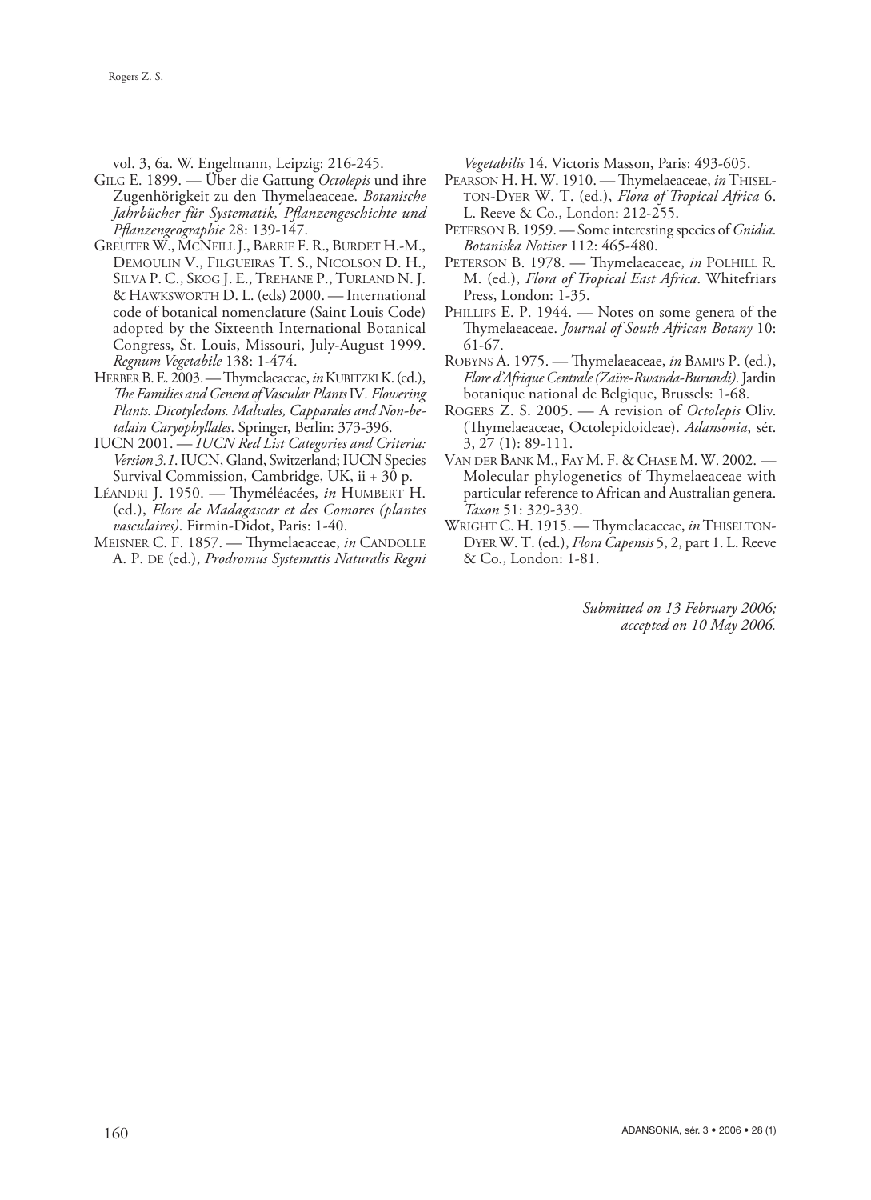vol. 3, 6a. W. Engelmann, Leipzig: 216-245.

GILG E. 1899. — Über die Gattung *Octolepis* und ihre Zugenhörigkeit zu den Thymelaeaceae. *Botanische Jahrbücher für Systematik, Pflanzengeschichte und Pflanzengeographie* 28: 139-147.

GREUTER W., MCNEILL J., BARRIE F. R., BURDET H.-M., DEMOULIN V., FILGUEIRAS T. S., NICOLSON D. H., SILVA P. C., SKOG J. E., TREHANE P., TURLAND N. J. & HAWKSWORTH D. L. (eds) 2000. — International code of botanical nomenclature (Saint Louis Code) adopted by the Sixteenth International Botanical Congress, St. Louis, Missouri, July-August 1999. *Regnum Vegetabile* 138: 1-474.

HERBER B. E. 2003. — Thymelaeaceae, *in* KUBITZKI K. (ed.), *The Families and Genera of Vascular Plants* IV. *Flowering Plants. Dicotyledons. Malvales, Capparales and Non-betalain Caryophyllales*. Springer, Berlin: 373-396.

IUCN 2001. — *IUCN Red List Categories and Criteria: Version 3.1*. IUCN, Gland, Switzerland; IUCN Species Survival Commission, Cambridge, UK, ii + 30 p.

LÉANDRI J. 1950. — Thyméléacées, *in* HUMBERT H. (ed.), *Flore de Madagascar et des Comores (plantes vasculaires)*. Firmin-Didot, Paris: 1-40.

MEISNER C. F. 1857. — Thymelaeaceae, *in* CANDOLLE A. P. DE (ed.), *Prodromus Systematis Naturalis Regni Vegetabilis* 14. Victoris Masson, Paris: 493-605.

PEARSON H. H. W. 1910. — Thymelaeaceae, *in* THISELTON-DYER W. T. (ed.), *Flora of Tropical Africa* 6. L. Reeve & Co., London: 212-255.

PETERSON B. 1959. — Some interesting species of *Gnidia*. *Botaniska Notiser* 112: 465-480.

PETERSON B. 1978. — Thymelaeaceae, *in* POLHILL R. M. (ed.), *Flora of Tropical East Africa*. Whitefriars Press, London: 1-35.

PHILLIPS E. P. 1944. — Notes on some genera of the Thymelaeaceae. *Journal of South African Botany* 10: 61-67.

ROBYNS A. 1975. — Thymelaeaceae, *in* BAMPS P. (ed.), *Flore d'Afrique Centrale (Zaïre-Rwanda-Burundi)*. Jardin botanique national de Belgique, Brussels: 1-68.

ROGERS Z. S. 2005. — A revision of *Octolepis* Oliv. (Thymelaeaceae, Octolepidoideae). *Adansonia*, sér. 3, 27 (1): 89-111.

VAN DER BANK M., FAY M. F. & CHASE M. W. 2002. — Molecular phylogenetics of Thymelaeaceae with particular reference to African and Australian genera. *Taxon* 51: 329-339.

WRIGHT C. H. 1915. — Thymelaeaceae, *in* THISELTON-DYER W. T. (ed.), *Flora Capensis* 5, 2, part 1. L. Reeve & Co., London: 1-81.

*Submitted on 13 February 2006; accepted on 10 May 2006.*